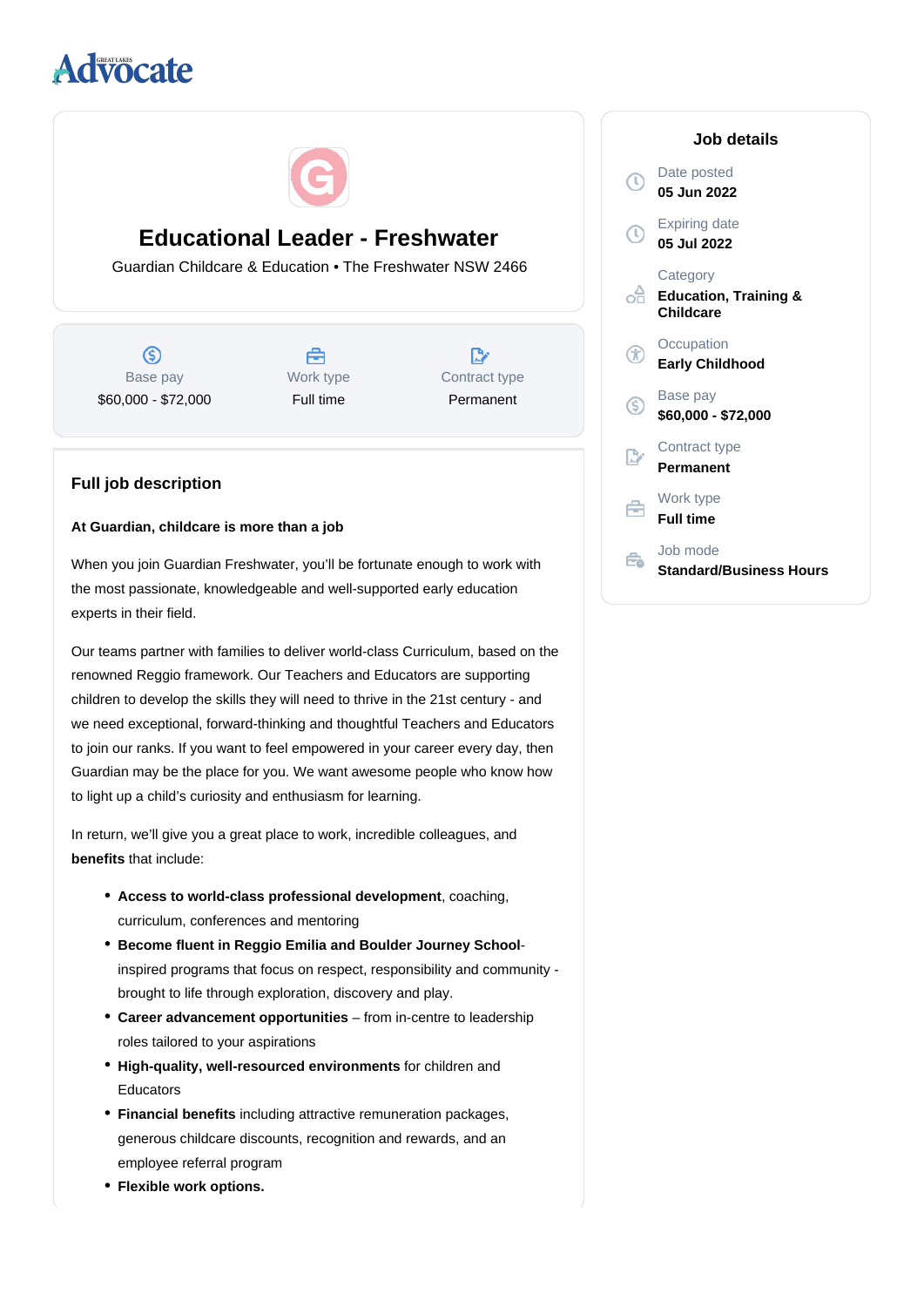Advocate

# Educational Leader - Freshwater

Guardian Childcare & Education • The Freshwater NSW 2466

| Base pay | Work type | Contract type |
| --- | --- | --- |
| $60,000 - $72,000 | Full time | Permanent |

## Job details

Date posted
**05 Jun 2022**

Expiring date
**05 Jul 2022**

Category
**Education, Training & Childcare**

Occupation
**Early Childhood**

Base pay
**$60,000 - $72,000**

Contract type
**Permanent**

Work type
**Full time**

Job mode
**Standard/Business Hours**

## Full job description

**At Guardian, childcare is more than a job**

When you join Guardian Freshwater, you'll be fortunate enough to work with the most passionate, knowledgeable and well-supported early education experts in their field.

Our teams partner with families to deliver world-class Curriculum, based on the renowned Reggio framework. Our Teachers and Educators are supporting children to develop the skills they will need to thrive in the 21st century - and we need exceptional, forward-thinking and thoughtful Teachers and Educators to join our ranks. If you want to feel empowered in your career every day, then Guardian may be the place for you. We want awesome people who know how to light up a child's curiosity and enthusiasm for learning.

In return, we'll give you a great place to work, incredible colleagues, and **benefits** that include:

- **Access to world-class professional development**, coaching, curriculum, conferences and mentoring
- **Become fluent in Reggio Emilia and Boulder Journey School**-inspired programs that focus on respect, responsibility and community - brought to life through exploration, discovery and play.
- **Career advancement opportunities** – from in-centre to leadership roles tailored to your aspirations
- **High-quality, well-resourced environments** for children and Educators
- **Financial benefits** including attractive remuneration packages, generous childcare discounts, recognition and rewards, and an employee referral program
- **Flexible work options.**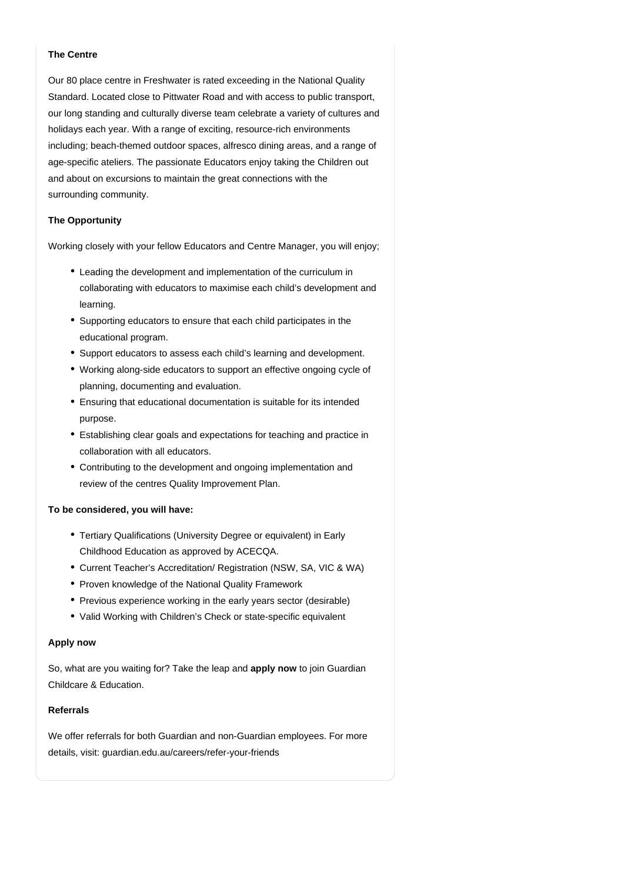**The Centre**

Our 80 place centre in Freshwater is rated exceeding in the National Quality Standard. Located close to Pittwater Road and with access to public transport, our long standing and culturally diverse team celebrate a variety of cultures and holidays each year. With a range of exciting, resource-rich environments including; beach-themed outdoor spaces, alfresco dining areas, and a range of age-specific ateliers. The passionate Educators enjoy taking the Children out and about on excursions to maintain the great connections with the surrounding community.

**The Opportunity**

Working closely with your fellow Educators and Centre Manager, you will enjoy;

- Leading the development and implementation of the curriculum in collaborating with educators to maximise each child's development and learning.
- Supporting educators to ensure that each child participates in the educational program.
- Support educators to assess each child's learning and development.
- Working along-side educators to support an effective ongoing cycle of planning, documenting and evaluation.
- Ensuring that educational documentation is suitable for its intended purpose.
- Establishing clear goals and expectations for teaching and practice in collaboration with all educators.
- Contributing to the development and ongoing implementation and review of the centres Quality Improvement Plan.

**To be considered, you will have:**

- Tertiary Qualifications (University Degree or equivalent) in Early Childhood Education as approved by ACECQA.
- Current Teacher's Accreditation/ Registration (NSW, SA, VIC & WA)
- Proven knowledge of the National Quality Framework
- Previous experience working in the early years sector (desirable)
- Valid Working with Children's Check or state-specific equivalent

**Apply now**

So, what are you waiting for? Take the leap and **apply now** to join Guardian Childcare & Education.

**Referrals**

We offer referrals for both Guardian and non-Guardian employees. For more details, visit: guardian.edu.au/careers/refer-your-friends